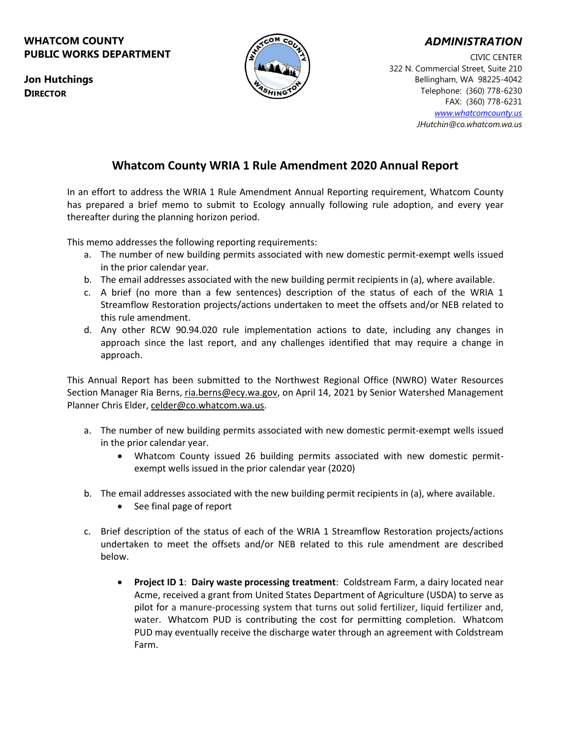**WHATCOM COUNTY**
**PUBLIC WORKS DEPARTMENT**

**Jon Hutchings**
**DIRECTOR**

***ADMINISTRATION***

CIVIC CENTER
322 N. Commercial Street, Suite 210
Bellingham, WA 98225-4042
Telephone: (360) 778-6230
FAX: (360) 778-6231
*www.whatcomcounty.us*
*JHutchin@co.whatcom.wa.us*

## Whatcom County WRIA 1 Rule Amendment 2020 Annual Report

In an effort to address the WRIA 1 Rule Amendment Annual Reporting requirement, Whatcom County has prepared a brief memo to submit to Ecology annually following rule adoption, and every year thereafter during the planning horizon period.

This memo addresses the following reporting requirements:

a. The number of new building permits associated with new domestic permit-exempt wells issued in the prior calendar year.
b. The email addresses associated with the new building permit recipients in (a), where available.
c. A brief (no more than a few sentences) description of the status of each of the WRIA 1 Streamflow Restoration projects/actions undertaken to meet the offsets and/or NEB related to this rule amendment.
d. Any other RCW 90.94.020 rule implementation actions to date, including any changes in approach since the last report, and any challenges identified that may require a change in approach.

This Annual Report has been submitted to the Northwest Regional Office (NWRO) Water Resources Section Manager Ria Berns, ria.berns@ecy.wa.gov, on April 14, 2021 by Senior Watershed Management Planner Chris Elder, celder@co.whatcom.wa.us.

a. The number of new building permits associated with new domestic permit-exempt wells issued in the prior calendar year.
    - Whatcom County issued 26 building permits associated with new domestic permit-exempt wells issued in the prior calendar year (2020)

b. The email addresses associated with the new building permit recipients in (a), where available.
    - See final page of report

c. Brief description of the status of each of the WRIA 1 Streamflow Restoration projects/actions undertaken to meet the offsets and/or NEB related to this rule amendment are described below.
    - **Project ID 1**: **Dairy waste processing treatment**: Coldstream Farm, a dairy located near Acme, received a grant from United States Department of Agriculture (USDA) to serve as pilot for a manure-processing system that turns out solid fertilizer, liquid fertilizer and, water. Whatcom PUD is contributing the cost for permitting completion. Whatcom PUD may eventually receive the discharge water through an agreement with Coldstream Farm.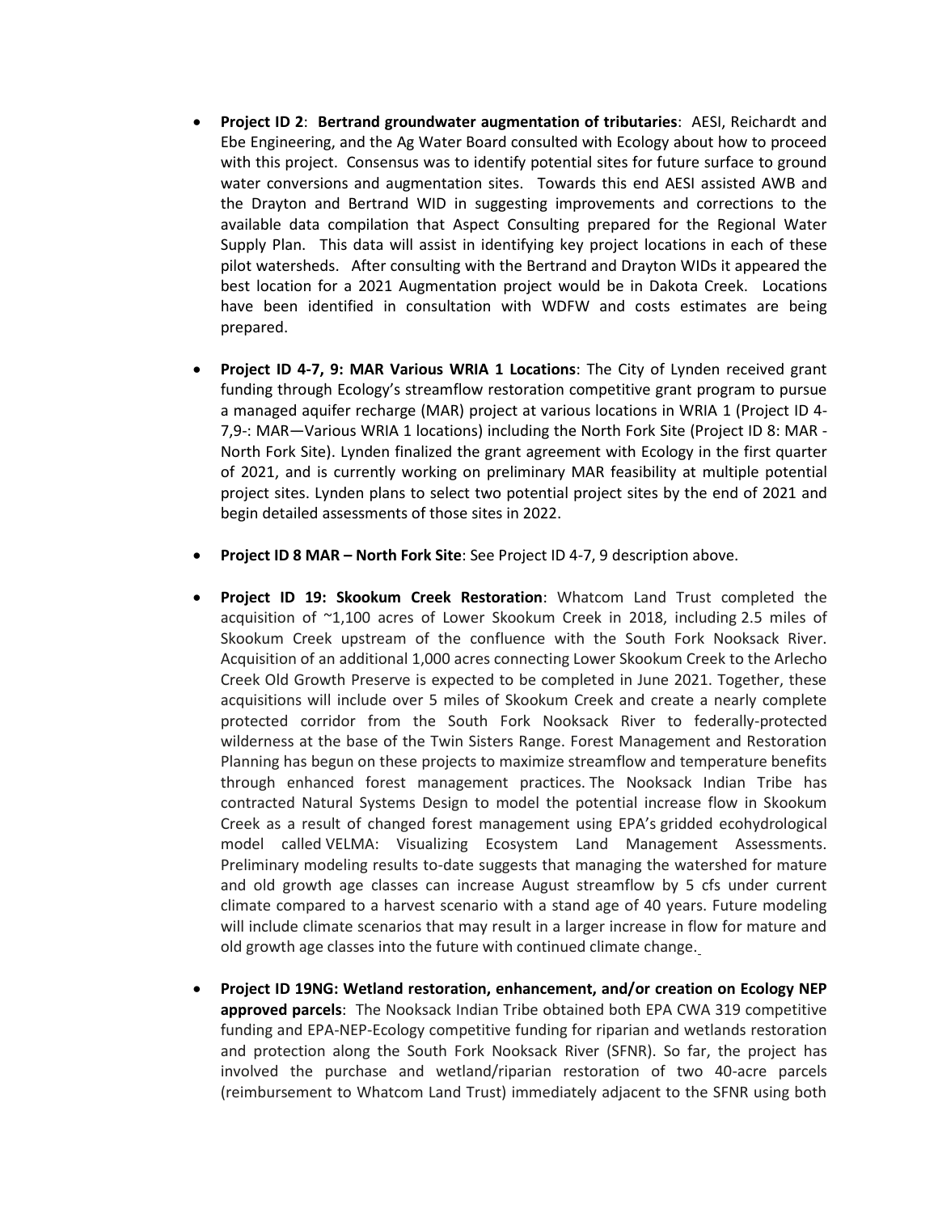- **Project ID 2**: **Bertrand groundwater augmentation of tributaries**: AESI, Reichardt and Ebe Engineering, and the Ag Water Board consulted with Ecology about how to proceed with this project. Consensus was to identify potential sites for future surface to ground water conversions and augmentation sites. Towards this end AESI assisted AWB and the Drayton and Bertrand WID in suggesting improvements and corrections to the available data compilation that Aspect Consulting prepared for the Regional Water Supply Plan. This data will assist in identifying key project locations in each of these pilot watersheds. After consulting with the Bertrand and Drayton WIDs it appeared the best location for a 2021 Augmentation project would be in Dakota Creek. Locations have been identified in consultation with WDFW and costs estimates are being prepared.

- **Project ID 4-7, 9: MAR Various WRIA 1 Locations**: The City of Lynden received grant funding through Ecology's streamflow restoration competitive grant program to pursue a managed aquifer recharge (MAR) project at various locations in WRIA 1 (Project ID 4-7,9-: MAR—Various WRIA 1 locations) including the North Fork Site (Project ID 8: MAR - North Fork Site). Lynden finalized the grant agreement with Ecology in the first quarter of 2021, and is currently working on preliminary MAR feasibility at multiple potential project sites. Lynden plans to select two potential project sites by the end of 2021 and begin detailed assessments of those sites in 2022.

- **Project ID 8 MAR – North Fork Site**: See Project ID 4-7, 9 description above.

- **Project ID 19: Skookum Creek Restoration**: Whatcom Land Trust completed the acquisition of ~1,100 acres of Lower Skookum Creek in 2018, including 2.5 miles of Skookum Creek upstream of the confluence with the South Fork Nooksack River. Acquisition of an additional 1,000 acres connecting Lower Skookum Creek to the Arlecho Creek Old Growth Preserve is expected to be completed in June 2021. Together, these acquisitions will include over 5 miles of Skookum Creek and create a nearly complete protected corridor from the South Fork Nooksack River to federally-protected wilderness at the base of the Twin Sisters Range. Forest Management and Restoration Planning has begun on these projects to maximize streamflow and temperature benefits through enhanced forest management practices. The Nooksack Indian Tribe has contracted Natural Systems Design to model the potential increase flow in Skookum Creek as a result of changed forest management using EPA's gridded ecohydrological model called VELMA: Visualizing Ecosystem Land Management Assessments. Preliminary modeling results to-date suggests that managing the watershed for mature and old growth age classes can increase August streamflow by 5 cfs under current climate compared to a harvest scenario with a stand age of 40 years. Future modeling will include climate scenarios that may result in a larger increase in flow for mature and old growth age classes into the future with continued climate change.

- **Project ID 19NG: Wetland restoration, enhancement, and/or creation on Ecology NEP approved parcels**: The Nooksack Indian Tribe obtained both EPA CWA 319 competitive funding and EPA-NEP-Ecology competitive funding for riparian and wetlands restoration and protection along the South Fork Nooksack River (SFNR). So far, the project has involved the purchase and wetland/riparian restoration of two 40-acre parcels (reimbursement to Whatcom Land Trust) immediately adjacent to the SFNR using both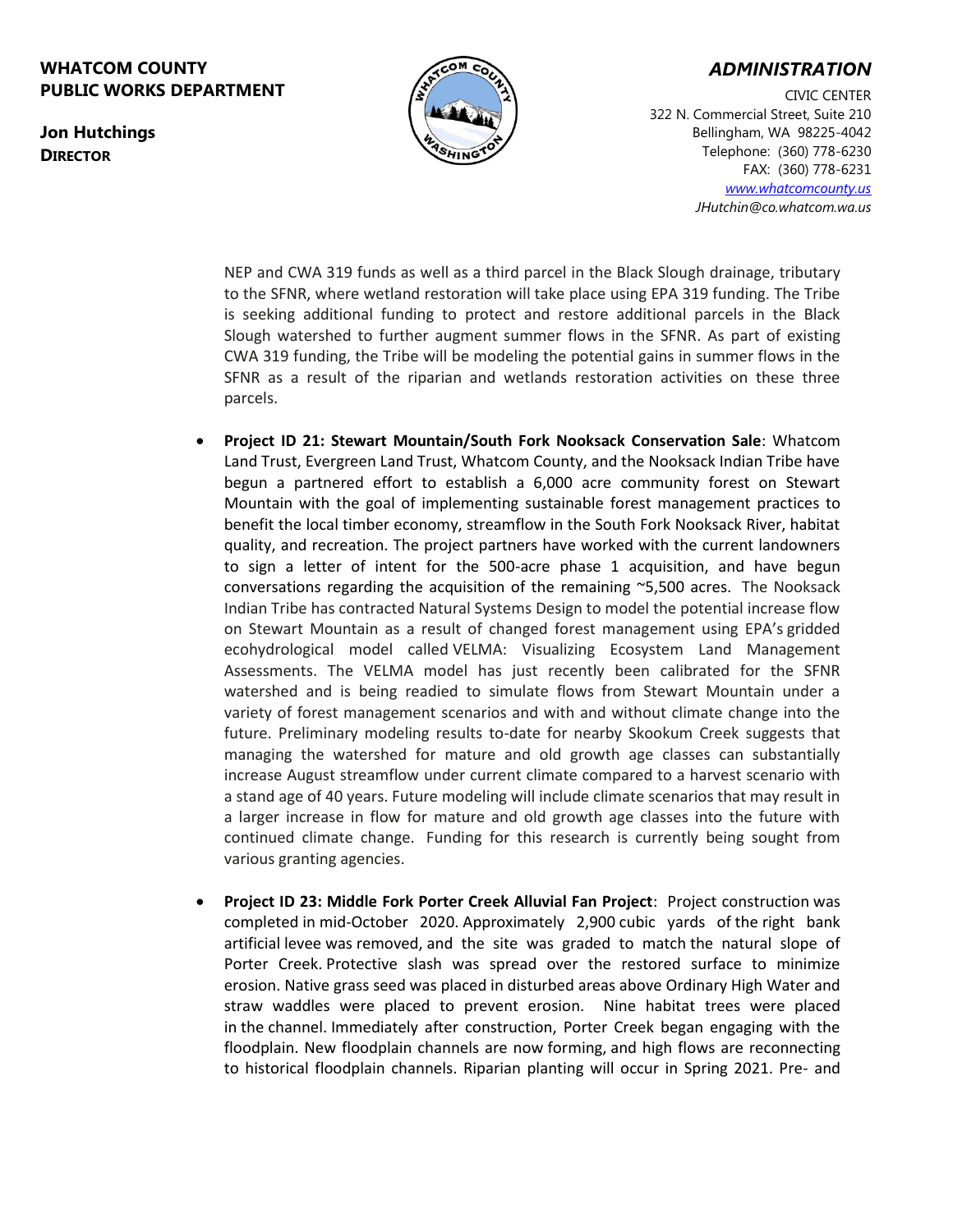NEP and CWA 319 funds as well as a third parcel in the Black Slough drainage, tributary to the SFNR, where wetland restoration will take place using EPA 319 funding. The Tribe is seeking additional funding to protect and restore additional parcels in the Black Slough watershed to further augment summer flows in the SFNR. As part of existing CWA 319 funding, the Tribe will be modeling the potential gains in summer flows in the SFNR as a result of the riparian and wetlands restoration activities on these three parcels.

- **Project ID 21: Stewart Mountain/South Fork Nooksack Conservation Sale**: Whatcom Land Trust, Evergreen Land Trust, Whatcom County, and the Nooksack Indian Tribe have begun a partnered effort to establish a 6,000 acre community forest on Stewart Mountain with the goal of implementing sustainable forest management practices to benefit the local timber economy, streamflow in the South Fork Nooksack River, habitat quality, and recreation. The project partners have worked with the current landowners to sign a letter of intent for the 500-acre phase 1 acquisition, and have begun conversations regarding the acquisition of the remaining ~5,500 acres. The Nooksack Indian Tribe has contracted Natural Systems Design to model the potential increase flow on Stewart Mountain as a result of changed forest management using EPA's gridded ecohydrological model called VELMA: Visualizing Ecosystem Land Management Assessments. The VELMA model has just recently been calibrated for the SFNR watershed and is being readied to simulate flows from Stewart Mountain under a variety of forest management scenarios and with and without climate change into the future. Preliminary modeling results to-date for nearby Skookum Creek suggests that managing the watershed for mature and old growth age classes can substantially increase August streamflow under current climate compared to a harvest scenario with a stand age of 40 years. Future modeling will include climate scenarios that may result in a larger increase in flow for mature and old growth age classes into the future with continued climate change. Funding for this research is currently being sought from various granting agencies.

- **Project ID 23: Middle Fork Porter Creek Alluvial Fan Project**: Project construction was completed in mid-October 2020. Approximately 2,900 cubic yards of the right bank artificial levee was removed, and the site was graded to match the natural slope of Porter Creek. Protective slash was spread over the restored surface to minimize erosion. Native grass seed was placed in disturbed areas above Ordinary High Water and straw waddles were placed to prevent erosion. Nine habitat trees were placed in the channel. Immediately after construction, Porter Creek began engaging with the floodplain. New floodplain channels are now forming, and high flows are reconnecting to historical floodplain channels. Riparian planting will occur in Spring 2021. Pre- and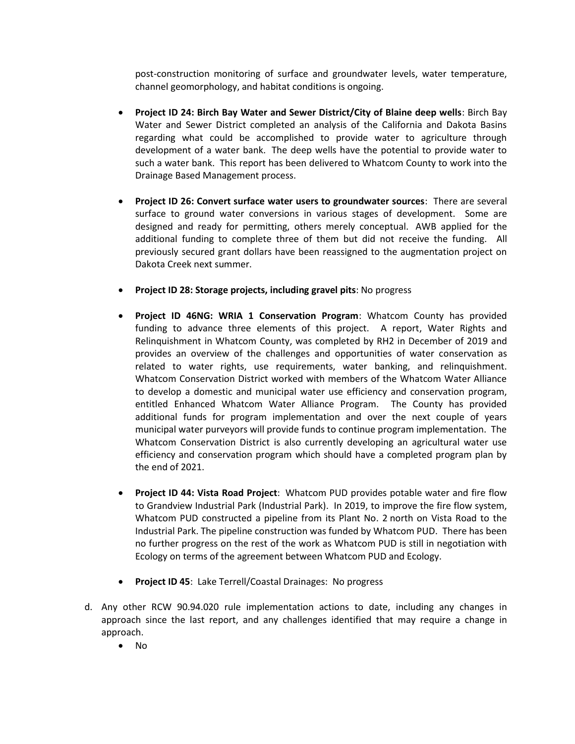post-construction monitoring of surface and groundwater levels, water temperature, channel geomorphology, and habitat conditions is ongoing.

- **Project ID 24: Birch Bay Water and Sewer District/City of Blaine deep wells**: Birch Bay Water and Sewer District completed an analysis of the California and Dakota Basins regarding what could be accomplished to provide water to agriculture through development of a water bank. The deep wells have the potential to provide water to such a water bank. This report has been delivered to Whatcom County to work into the Drainage Based Management process.

- **Project ID 26: Convert surface water users to groundwater sources**: There are several surface to ground water conversions in various stages of development. Some are designed and ready for permitting, others merely conceptual. AWB applied for the additional funding to complete three of them but did not receive the funding. All previously secured grant dollars have been reassigned to the augmentation project on Dakota Creek next summer.

- **Project ID 28: Storage projects, including gravel pits**: No progress

- **Project ID 46NG: WRIA 1 Conservation Program**: Whatcom County has provided funding to advance three elements of this project. A report, Water Rights and Relinquishment in Whatcom County, was completed by RH2 in December of 2019 and provides an overview of the challenges and opportunities of water conservation as related to water rights, use requirements, water banking, and relinquishment. Whatcom Conservation District worked with members of the Whatcom Water Alliance to develop a domestic and municipal water use efficiency and conservation program, entitled Enhanced Whatcom Water Alliance Program. The County has provided additional funds for program implementation and over the next couple of years municipal water purveyors will provide funds to continue program implementation. The Whatcom Conservation District is also currently developing an agricultural water use efficiency and conservation program which should have a completed program plan by the end of 2021.

- **Project ID 44: Vista Road Project**: Whatcom PUD provides potable water and fire flow to Grandview Industrial Park (Industrial Park). In 2019, to improve the fire flow system, Whatcom PUD constructed a pipeline from its Plant No. 2 north on Vista Road to the Industrial Park. The pipeline construction was funded by Whatcom PUD. There has been no further progress on the rest of the work as Whatcom PUD is still in negotiation with Ecology on terms of the agreement between Whatcom PUD and Ecology.

- **Project ID 45**: Lake Terrell/Coastal Drainages: No progress

d. Any other RCW 90.94.020 rule implementation actions to date, including any changes in approach since the last report, and any challenges identified that may require a change in approach.
   - No